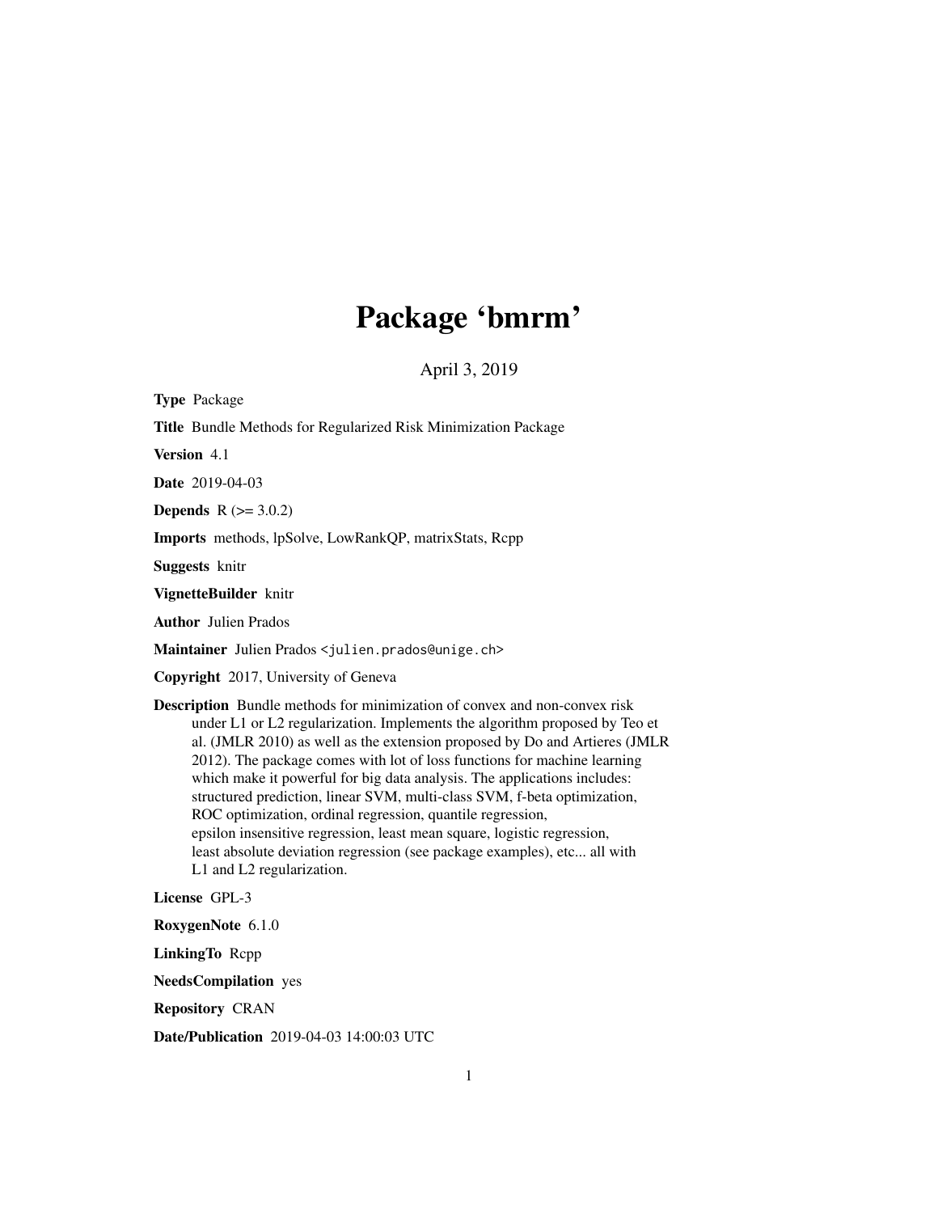# Package 'bmrm'

April 3, 2019

**Type** Package

**Title** Bundle Methods for Regularized Risk Minimization Package

**Version** 4.1

**Date** 2019-04-03

**Depends** R (>= 3.0.2)

**Imports** methods, lpSolve, LowRankQP, matrixStats, Rcpp

**Suggests** knitr

**VignetteBuilder** knitr

**Author** Julien Prados

**Maintainer** Julien Prados <julien.prados@unige.ch>

**Copyright** 2017, University of Geneva

**Description** Bundle methods for minimization of convex and non-convex risk under L1 or L2 regularization. Implements the algorithm proposed by Teo et al. (JMLR 2010) as well as the extension proposed by Do and Artieres (JMLR 2012). The package comes with lot of loss functions for machine learning which make it powerful for big data analysis. The applications includes: structured prediction, linear SVM, multi-class SVM, f-beta optimization, ROC optimization, ordinal regression, quantile regression, epsilon insensitive regression, least mean square, logistic regression, least absolute deviation regression (see package examples), etc... all with L1 and L2 regularization.

**License** GPL-3

**RoxygenNote** 6.1.0

**LinkingTo** Rcpp

**NeedsCompilation** yes

**Repository** CRAN

**Date/Publication** 2019-04-03 14:00:03 UTC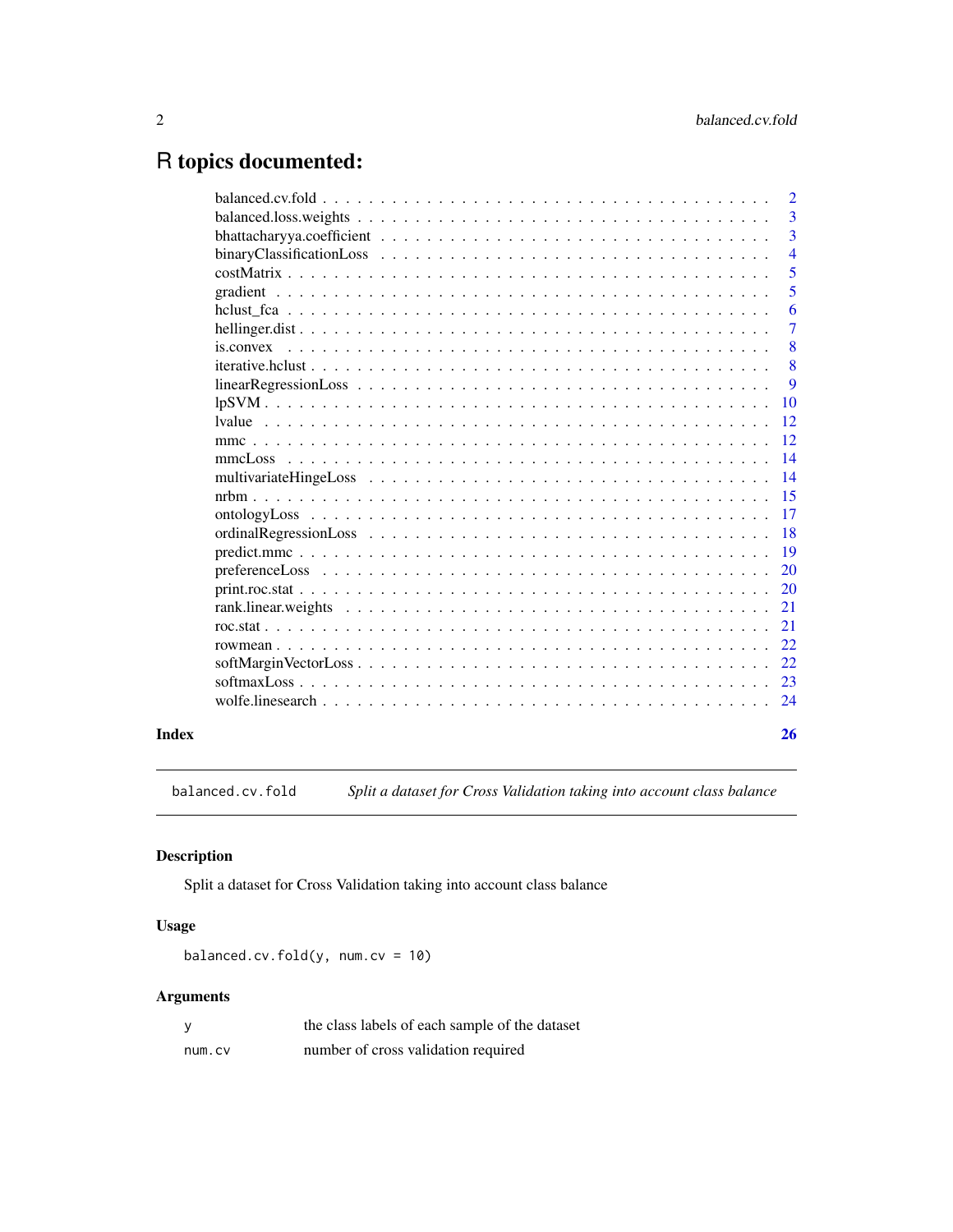# R topics documented:

| | |
|---|---|
| balanced.cv.fold | 2 |
| balanced.loss.weights | 3 |
| bhattacharyya.coefficient | 3 |
| binaryClassificationLoss | 4 |
| costMatrix | 5 |
| gradient | 5 |
| hclust_fca | 6 |
| hellinger.dist | 7 |
| is.convex | 8 |
| iterative.hclust | 8 |
| linearRegressionLoss | 9 |
| lpSVM | 10 |
| lvalue | 12 |
| mmc | 12 |
| mmcLoss | 14 |
| multivariateHingeLoss | 14 |
| nrbm | 15 |
| ontologyLoss | 17 |
| ordinalRegressionLoss | 18 |
| predict.mmc | 19 |
| preferenceLoss | 20 |
| print.roc.stat | 20 |
| rank.linear.weights | 21 |
| roc.stat | 21 |
| rowmean | 22 |
| softMarginVectorLoss | 22 |
| softmaxLoss | 23 |
| wolfe.linesearch | 24 |

**Index** **26**

---

`balanced.cv.fold` *Split a dataset for Cross Validation taking into account class balance*

---

### Description

Split a dataset for Cross Validation taking into account class balance

### Usage

```
balanced.cv.fold(y, num.cv = 10)
```

### Arguments

| | |
|---|---|
| `y` | the class labels of each sample of the dataset |
| `num.cv` | number of cross validation required |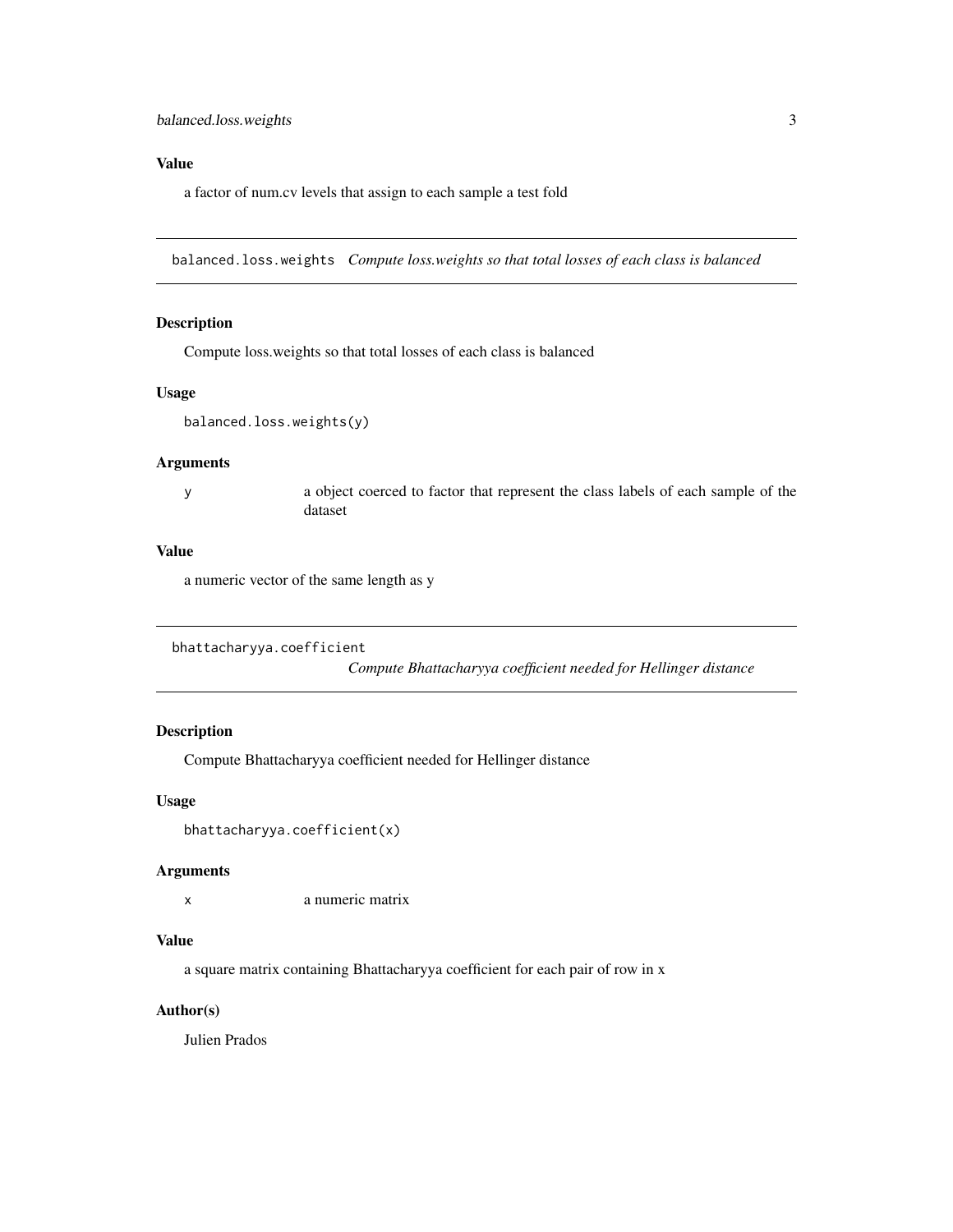## Value

a factor of num.cv levels that assign to each sample a test fold

---

## balanced.loss.weights — *Compute loss.weights so that total losses of each class is balanced*

### Description

Compute loss.weights so that total losses of each class is balanced

### Usage

```
balanced.loss.weights(y)
```

### Arguments

| | |
|---|---|
| y | a object coerced to factor that represent the class labels of each sample of the dataset |

### Value

a numeric vector of the same length as y

---

## bhattacharyya.coefficient — *Compute Bhattacharyya coefficient needed for Hellinger distance*

### Description

Compute Bhattacharyya coefficient needed for Hellinger distance

### Usage

```
bhattacharyya.coefficient(x)
```

### Arguments

| | |
|---|---|
| x | a numeric matrix |

### Value

a square matrix containing Bhattacharyya coefficient for each pair of row in x

### Author(s)

Julien Prados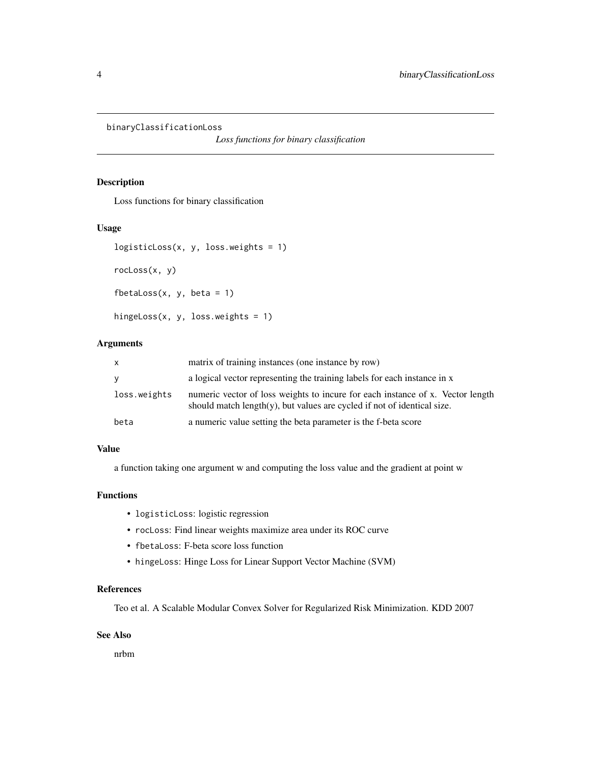binaryClassificationLoss

*Loss functions for binary classification*

## Description

Loss functions for binary classification

## Usage

```
logisticLoss(x, y, loss.weights = 1)

rocLoss(x, y)

fbetaLoss(x, y, beta = 1)

hingeLoss(x, y, loss.weights = 1)
```

## Arguments

| | |
|---|---|
| `x` | matrix of training instances (one instance by row) |
| `y` | a logical vector representing the training labels for each instance in x |
| `loss.weights` | numeric vector of loss weights to incure for each instance of x. Vector length should match length(y), but values are cycled if not of identical size. |
| `beta` | a numeric value setting the beta parameter is the f-beta score |

## Value

a function taking one argument w and computing the loss value and the gradient at point w

## Functions

- `logisticLoss`: logistic regression
- `rocLoss`: Find linear weights maximize area under its ROC curve
- `fbetaLoss`: F-beta score loss function
- `hingeLoss`: Hinge Loss for Linear Support Vector Machine (SVM)

## References

Teo et al. A Scalable Modular Convex Solver for Regularized Risk Minimization. KDD 2007

## See Also

nrbm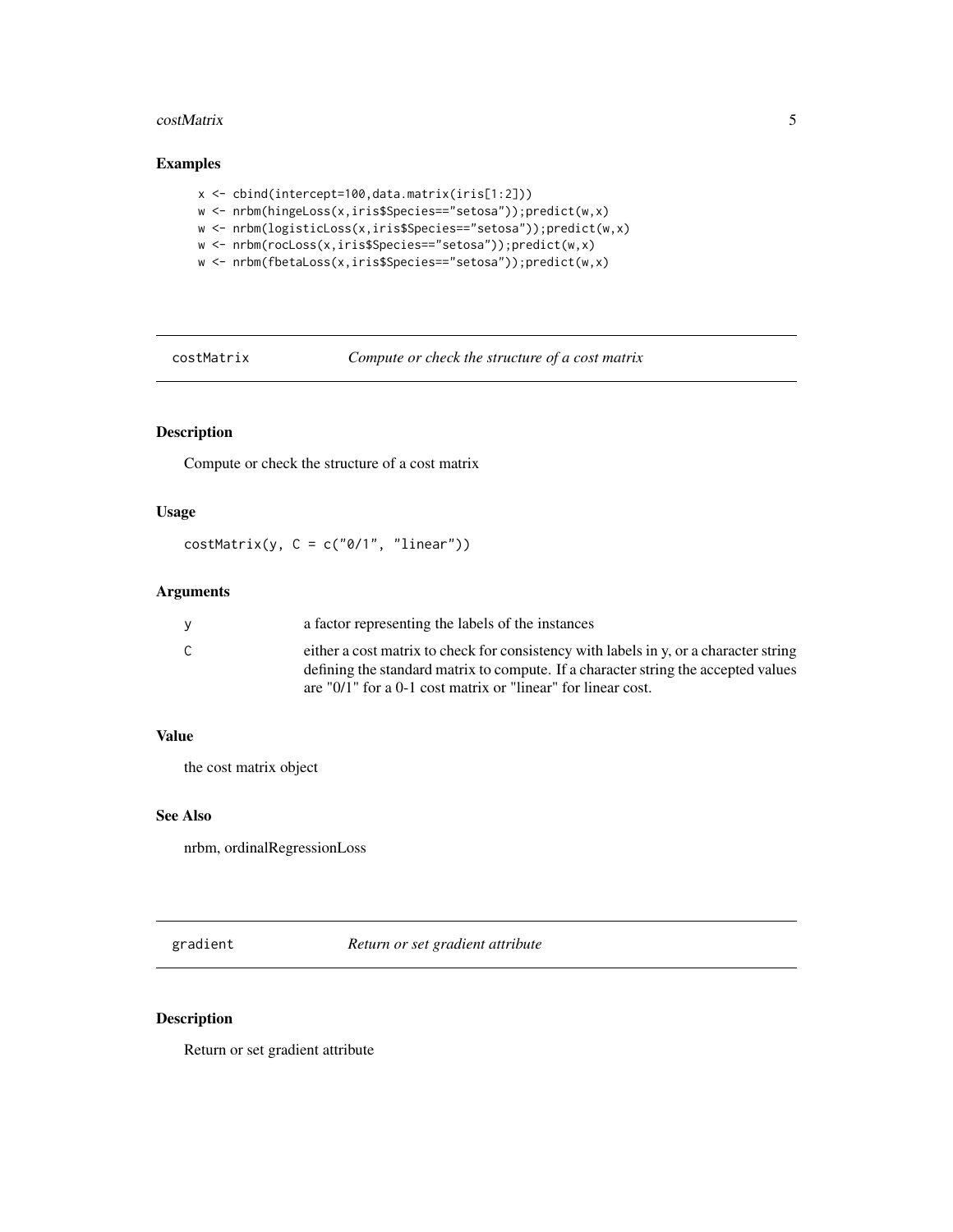### Examples

```
x <- cbind(intercept=100,data.matrix(iris[1:2]))
w <- nrbm(hingeLoss(x,iris$Species=="setosa"));predict(w,x)
w <- nrbm(logisticLoss(x,iris$Species=="setosa"));predict(w,x)
w <- nrbm(rocLoss(x,iris$Species=="setosa"));predict(w,x)
w <- nrbm(fbetaLoss(x,iris$Species=="setosa"));predict(w,x)
```

---

## costMatrix *Compute or check the structure of a cost matrix*

---

### Description

Compute or check the structure of a cost matrix

### Usage

```
costMatrix(y, C = c("0/1", "linear"))
```

### Arguments

| | |
|---|---|
| y | a factor representing the labels of the instances |
| C | either a cost matrix to check for consistency with labels in y, or a character string defining the standard matrix to compute. If a character string the accepted values are "0/1" for a 0-1 cost matrix or "linear" for linear cost. |

### Value

the cost matrix object

### See Also

nrbm, ordinalRegressionLoss

---

## gradient *Return or set gradient attribute*

---

### Description

Return or set gradient attribute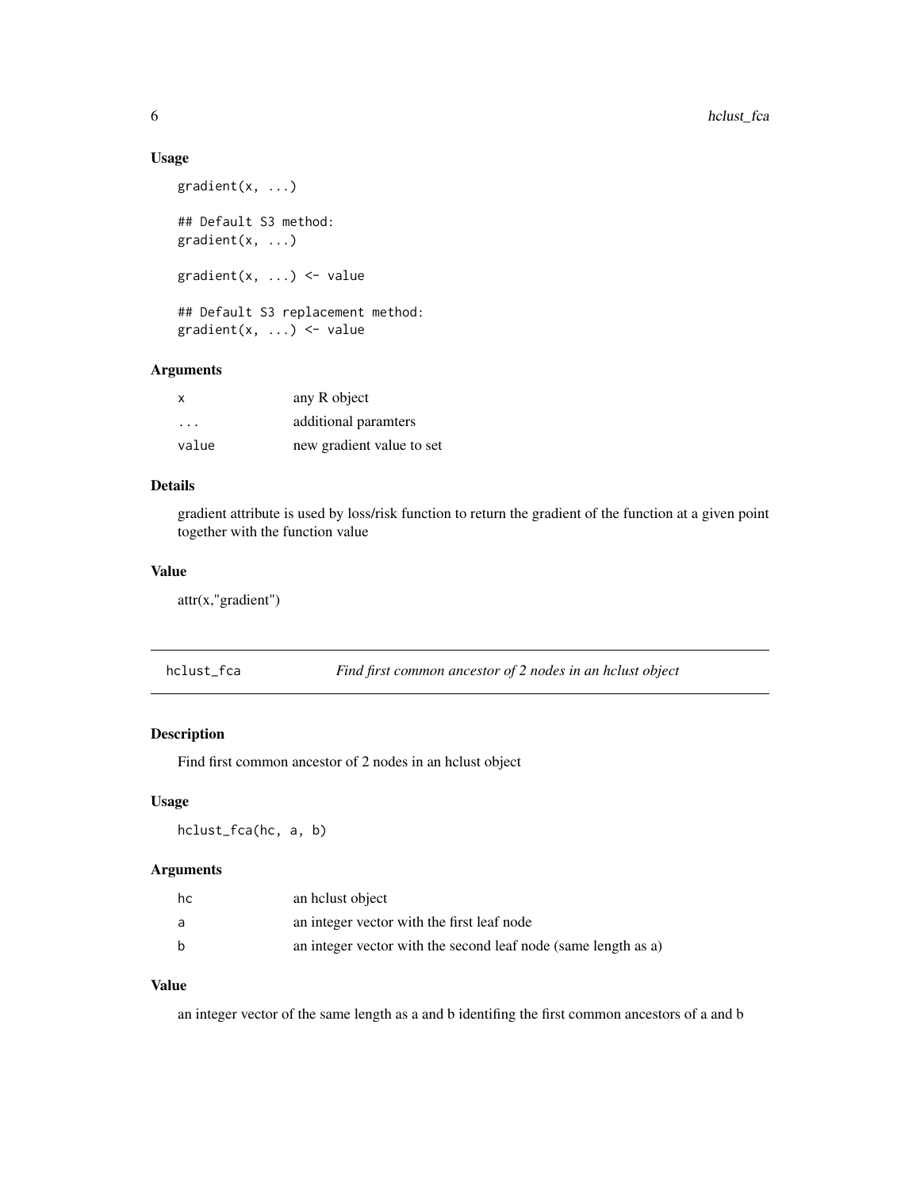### Usage

```
gradient(x, ...)

## Default S3 method:
gradient(x, ...)

gradient(x, ...) <- value

## Default S3 replacement method:
gradient(x, ...) <- value
```

### Arguments

| | |
|---|---|
| x | any R object |
| ... | additional paramters |
| value | new gradient value to set |

### Details

gradient attribute is used by loss/risk function to return the gradient of the function at a given point together with the function value

### Value

attr(x,"gradient")

---

## hclust_fca — *Find first common ancestor of 2 nodes in an hclust object*

### Description

Find first common ancestor of 2 nodes in an hclust object

### Usage

```
hclust_fca(hc, a, b)
```

### Arguments

| | |
|---|---|
| hc | an hclust object |
| a | an integer vector with the first leaf node |
| b | an integer vector with the second leaf node (same length as a) |

### Value

an integer vector of the same length as a and b identifing the first common ancestors of a and b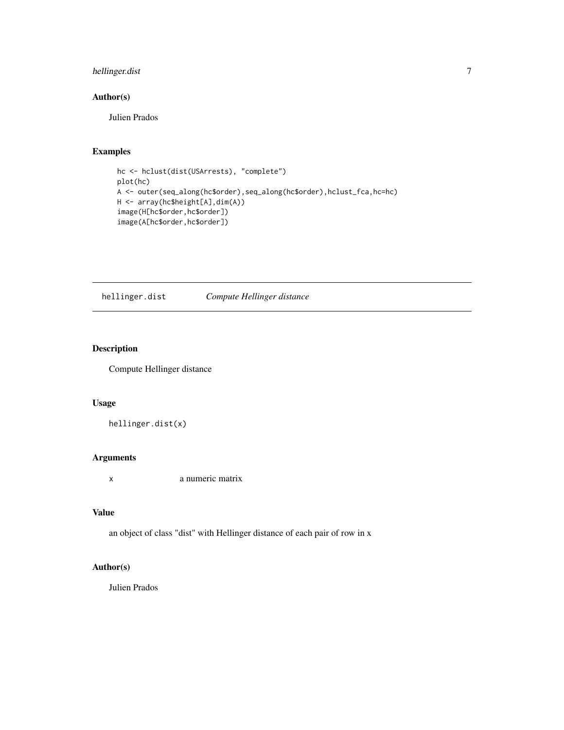## Author(s)

Julien Prados

## Examples

```
hc <- hclust(dist(USArrests), "complete")
plot(hc)
A <- outer(seq_along(hc$order),seq_along(hc$order),hclust_fca,hc=hc)
H <- array(hc$height[A],dim(A))
image(H[hc$order,hc$order])
image(A[hc$order,hc$order])
```

---

# hellinger.dist *Compute Hellinger distance*

---

## Description

Compute Hellinger distance

## Usage

```
hellinger.dist(x)
```

## Arguments

x a numeric matrix

## Value

an object of class "dist" with Hellinger distance of each pair of row in x

## Author(s)

Julien Prados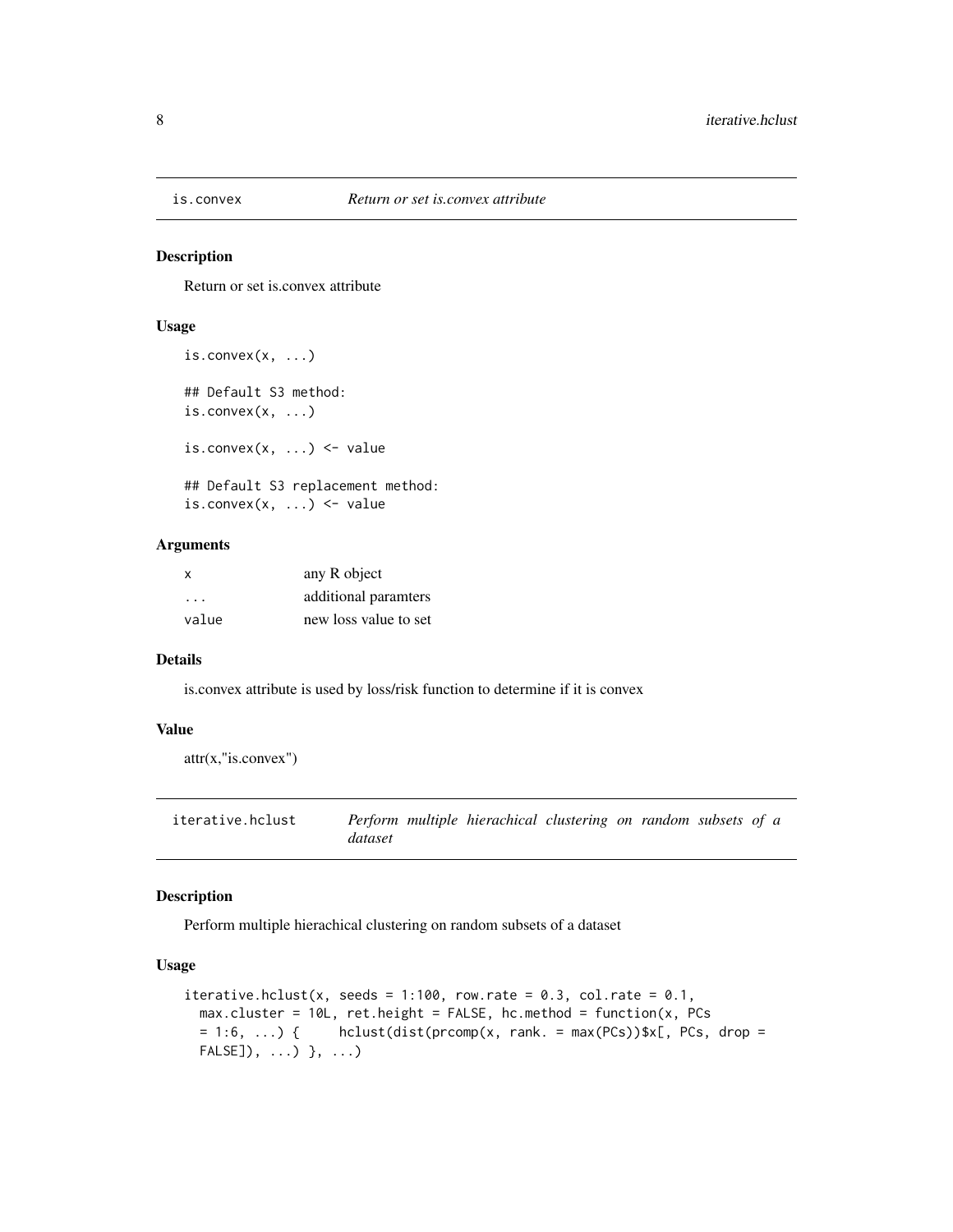## is.convex — *Return or set is.convex attribute*

### Description

Return or set is.convex attribute

### Usage

```
is.convex(x, ...)

## Default S3 method:
is.convex(x, ...)

is.convex(x, ...) <- value

## Default S3 replacement method:
is.convex(x, ...) <- value
```

### Arguments

| | |
|---|---|
| x | any R object |
| ... | additional paramters |
| value | new loss value to set |

### Details

is.convex attribute is used by loss/risk function to determine if it is convex

### Value

attr(x,"is.convex")

## iterative.hclust — *Perform multiple hierachical clustering on random subsets of a dataset*

### Description

Perform multiple hierachical clustering on random subsets of a dataset

### Usage

```
iterative.hclust(x, seeds = 1:100, row.rate = 0.3, col.rate = 0.1,
  max.cluster = 10L, ret.height = FALSE, hc.method = function(x, PCs
  = 1:6, ...) {     hclust(dist(prcomp(x, rank. = max(PCs))$x[, PCs, drop =
  FALSE]), ...) }, ...)
```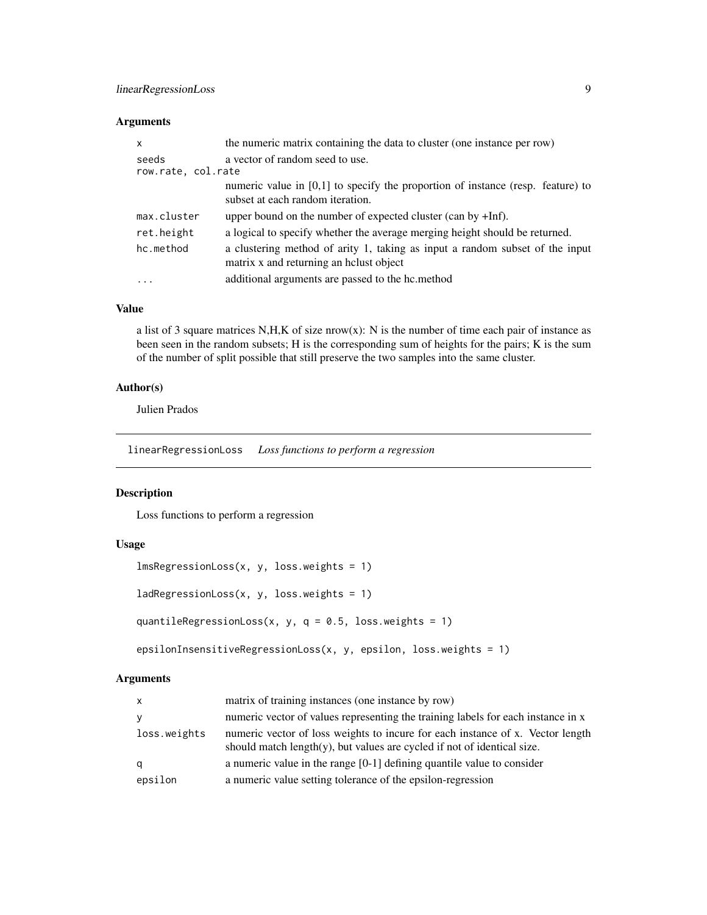## Arguments

| | |
|---|---|
| x | the numeric matrix containing the data to cluster (one instance per row) |
| seeds | a vector of random seed to use. |
| row.rate, col.rate | numeric value in [0,1] to specify the proportion of instance (resp. feature) to subset at each random iteration. |
| max.cluster | upper bound on the number of expected cluster (can by +Inf). |
| ret.height | a logical to specify whether the average merging height should be returned. |
| hc.method | a clustering method of arity 1, taking as input a random subset of the input matrix x and returning an hclust object |
| ... | additional arguments are passed to the hc.method |

## Value

a list of 3 square matrices N,H,K of size nrow(x): N is the number of time each pair of instance as been seen in the random subsets; H is the corresponding sum of heights for the pairs; K is the sum of the number of split possible that still preserve the two samples into the same cluster.

## Author(s)

Julien Prados

---

# linearRegressionLoss *Loss functions to perform a regression*

## Description

Loss functions to perform a regression

## Usage

```
lmsRegressionLoss(x, y, loss.weights = 1)

ladRegressionLoss(x, y, loss.weights = 1)

quantileRegressionLoss(x, y, q = 0.5, loss.weights = 1)

epsilonInsensitiveRegressionLoss(x, y, epsilon, loss.weights = 1)
```

## Arguments

| | |
|---|---|
| x | matrix of training instances (one instance by row) |
| y | numeric vector of values representing the training labels for each instance in x |
| loss.weights | numeric vector of loss weights to incure for each instance of x. Vector length should match length(y), but values are cycled if not of identical size. |
| q | a numeric value in the range [0-1] defining quantile value to consider |
| epsilon | a numeric value setting tolerance of the epsilon-regression |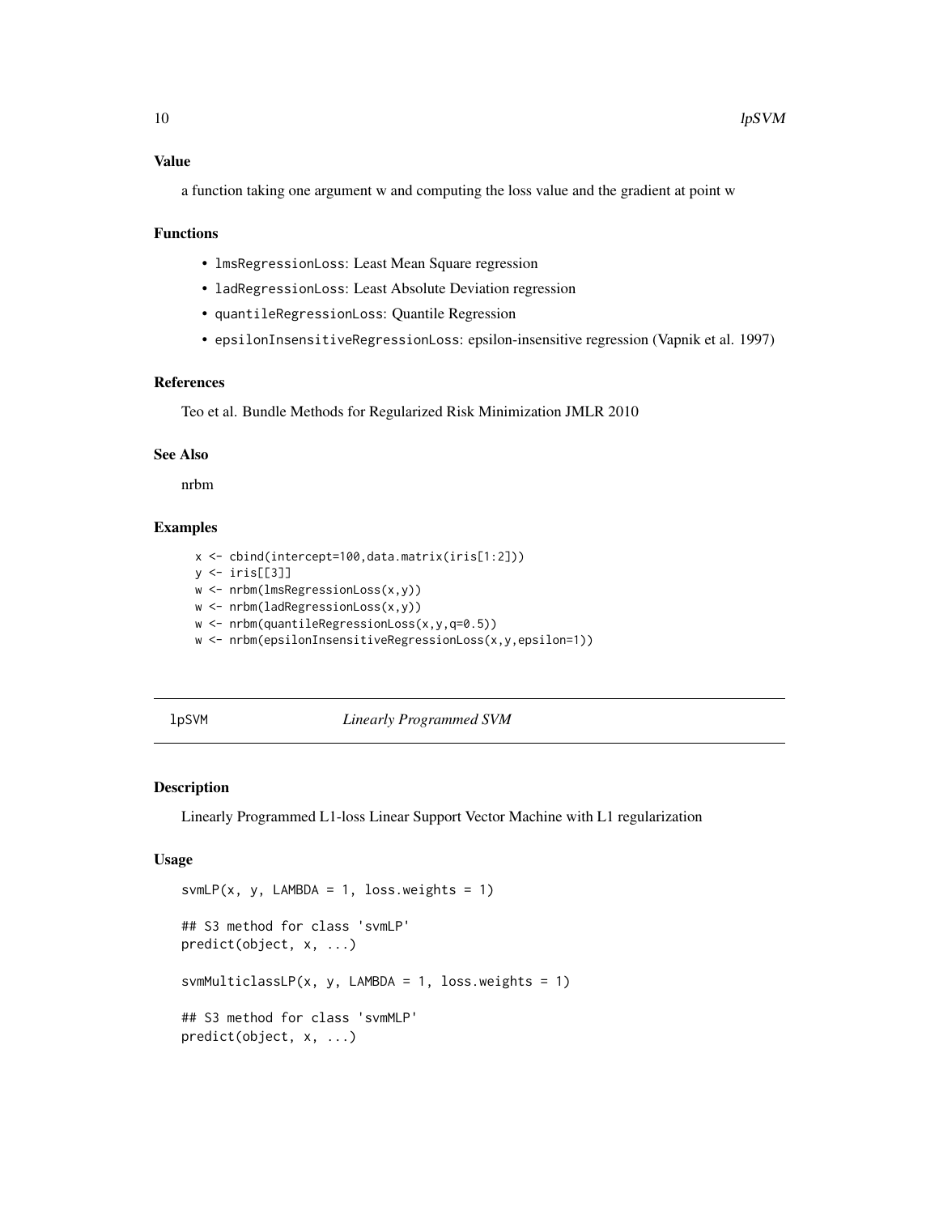### Value

a function taking one argument w and computing the loss value and the gradient at point w

### Functions

- `lmsRegressionLoss`: Least Mean Square regression
- `ladRegressionLoss`: Least Absolute Deviation regression
- `quantileRegressionLoss`: Quantile Regression
- `epsilonInsensitiveRegressionLoss`: epsilon-insensitive regression (Vapnik et al. 1997)

### References

Teo et al. Bundle Methods for Regularized Risk Minimization JMLR 2010

### See Also

nrbm

### Examples

```
x <- cbind(intercept=100,data.matrix(iris[1:2]))
y <- iris[[3]]
w <- nrbm(lmsRegressionLoss(x,y))
w <- nrbm(ladRegressionLoss(x,y))
w <- nrbm(quantileRegressionLoss(x,y,q=0.5))
w <- nrbm(epsilonInsensitiveRegressionLoss(x,y,epsilon=1))
```

---

## lpSVM *Linearly Programmed SVM*

---

### Description

Linearly Programmed L1-loss Linear Support Vector Machine with L1 regularization

### Usage

```
svmLP(x, y, LAMBDA = 1, loss.weights = 1)

## S3 method for class 'svmLP'
predict(object, x, ...)

svmMulticlassLP(x, y, LAMBDA = 1, loss.weights = 1)

## S3 method for class 'svmMLP'
predict(object, x, ...)
```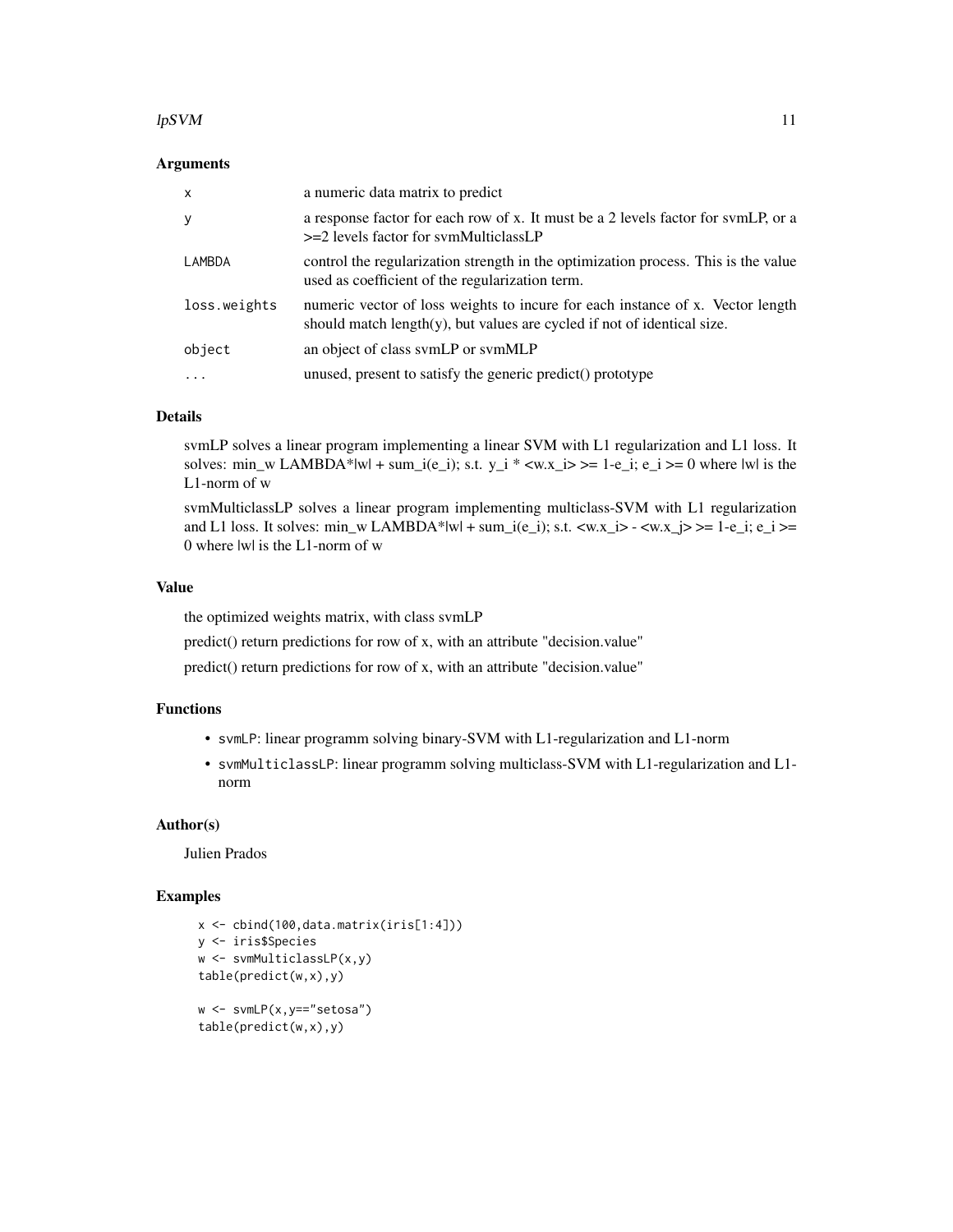### Arguments

| | |
|---|---|
| `x` | a numeric data matrix to predict |
| `y` | a response factor for each row of x. It must be a 2 levels factor for svmLP, or a >=2 levels factor for svmMulticlassLP |
| `LAMBDA` | control the regularization strength in the optimization process. This is the value used as coefficient of the regularization term. |
| `loss.weights` | numeric vector of loss weights to incure for each instance of x. Vector length should match length(y), but values are cycled if not of identical size. |
| `object` | an object of class svmLP or svmMLP |
| `...` | unused, present to satisfy the generic predict() prototype |

### Details

svmLP solves a linear program implementing a linear SVM with L1 regularization and L1 loss. It solves: min_w LAMBDA*|w| + sum_i(e_i); s.t. y_i * <w.x_i> >= 1-e_i; e_i >= 0 where |w| is the L1-norm of w

svmMulticlassLP solves a linear program implementing multiclass-SVM with L1 regularization and L1 loss. It solves: min_w LAMBDA*|w| + sum_i(e_i); s.t. <w.x_i> - <w.x_j> >= 1-e_i; e_i >= 0 where |w| is the L1-norm of w

### Value

the optimized weights matrix, with class svmLP

predict() return predictions for row of x, with an attribute "decision.value"

predict() return predictions for row of x, with an attribute "decision.value"

### Functions

- `svmLP`: linear programm solving binary-SVM with L1-regularization and L1-norm
- `svmMulticlassLP`: linear programm solving multiclass-SVM with L1-regularization and L1-norm

### Author(s)

Julien Prados

### Examples

```
x <- cbind(100,data.matrix(iris[1:4]))
y <- iris$Species
w <- svmMulticlassLP(x,y)
table(predict(w,x),y)

w <- svmLP(x,y=="setosa")
table(predict(w,x),y)
```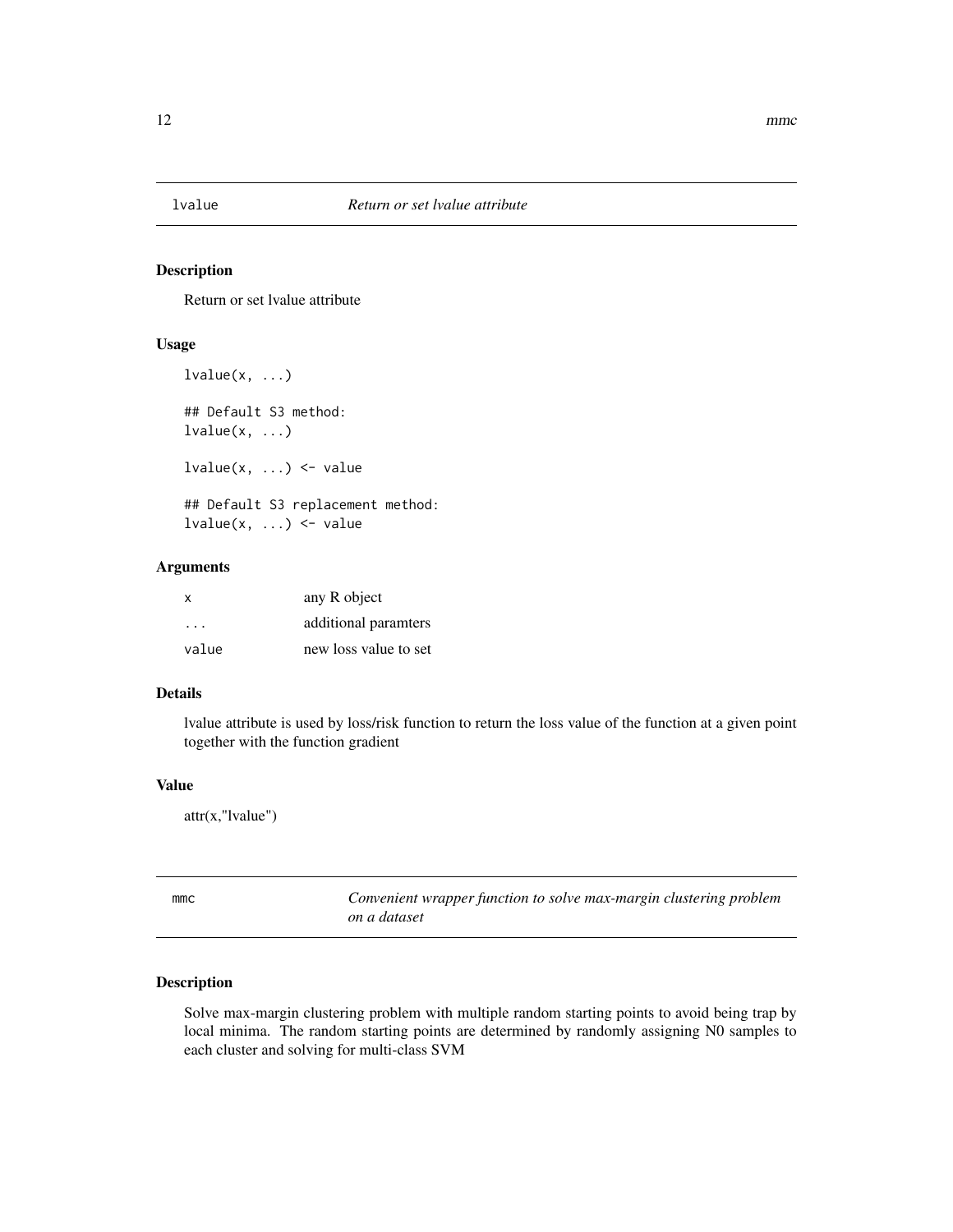## lvalue — *Return or set lvalue attribute*

### Description

Return or set lvalue attribute

### Usage

```
lvalue(x, ...)

## Default S3 method:
lvalue(x, ...)

lvalue(x, ...) <- value

## Default S3 replacement method:
lvalue(x, ...) <- value
```

### Arguments

| | |
|---|---|
| x | any R object |
| ... | additional paramters |
| value | new loss value to set |

### Details

lvalue attribute is used by loss/risk function to return the loss value of the function at a given point together with the function gradient

### Value

attr(x,"lvalue")

## mmc — *Convenient wrapper function to solve max-margin clustering problem on a dataset*

### Description

Solve max-margin clustering problem with multiple random starting points to avoid being trap by local minima. The random starting points are determined by randomly assigning N0 samples to each cluster and solving for multi-class SVM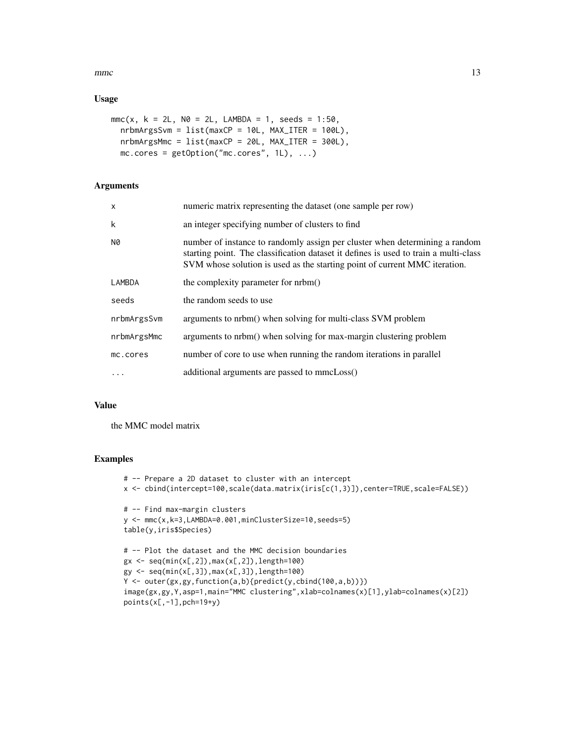## Usage

```
mmc(x, k = 2L, N0 = 2L, LAMBDA = 1, seeds = 1:50,
  nrbmArgsSvm = list(maxCP = 10L, MAX_ITER = 100L),
  nrbmArgsMmc = list(maxCP = 20L, MAX_ITER = 300L),
  mc.cores = getOption("mc.cores", 1L), ...)
```

## Arguments

| | |
|---|---|
| `x` | numeric matrix representing the dataset (one sample per row) |
| `k` | an integer specifying number of clusters to find |
| `N0` | number of instance to randomly assign per cluster when determining a random starting point. The classification dataset it defines is used to train a multi-class SVM whose solution is used as the starting point of current MMC iteration. |
| `LAMBDA` | the complexity parameter for nrbm() |
| `seeds` | the random seeds to use |
| `nrbmArgsSvm` | arguments to nrbm() when solving for multi-class SVM problem |
| `nrbmArgsMmc` | arguments to nrbm() when solving for max-margin clustering problem |
| `mc.cores` | number of core to use when running the random iterations in parallel |
| `...` | additional arguments are passed to mmcLoss() |

## Value

the MMC model matrix

## Examples

```
# -- Prepare a 2D dataset to cluster with an intercept
x <- cbind(intercept=100,scale(data.matrix(iris[c(1,3)]),center=TRUE,scale=FALSE))

# -- Find max-margin clusters
y <- mmc(x,k=3,LAMBDA=0.001,minClusterSize=10,seeds=5)
table(y,iris$Species)

# -- Plot the dataset and the MMC decision boundaries
gx <- seq(min(x[,2]),max(x[,2]),length=100)
gy <- seq(min(x[,3]),max(x[,3]),length=100)
Y <- outer(gx,gy,function(a,b){predict(y,cbind(100,a,b))})
image(gx,gy,Y,asp=1,main="MMC clustering",xlab=colnames(x)[1],ylab=colnames(x)[2])
points(x[,-1],pch=19+y)
```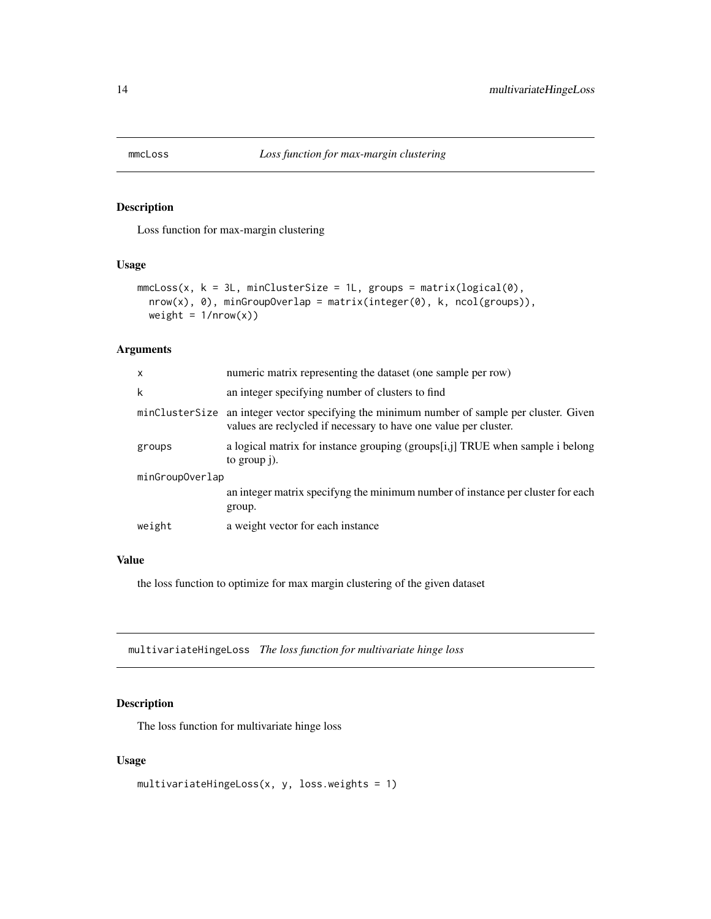## mmcLoss *Loss function for max-margin clustering*

### Description

Loss function for max-margin clustering

### Usage

```
mmcLoss(x, k = 3L, minClusterSize = 1L, groups = matrix(logical(0),
  nrow(x), 0), minGroupOverlap = matrix(integer(0), k, ncol(groups)),
  weight = 1/nrow(x))
```

### Arguments

| | |
|---|---|
| x | numeric matrix representing the dataset (one sample per row) |
| k | an integer specifying number of clusters to find |
| minClusterSize | an integer vector specifying the minimum number of sample per cluster. Given values are reclycled if necessary to have one value per cluster. |
| groups | a logical matrix for instance grouping (groups[i,j] TRUE when sample i belong to group j). |
| minGroupOverlap | an integer matrix specifyng the minimum number of instance per cluster for each group. |
| weight | a weight vector for each instance |

### Value

the loss function to optimize for max margin clustering of the given dataset

## multivariateHingeLoss *The loss function for multivariate hinge loss*

### Description

The loss function for multivariate hinge loss

### Usage

```
multivariateHingeLoss(x, y, loss.weights = 1)
```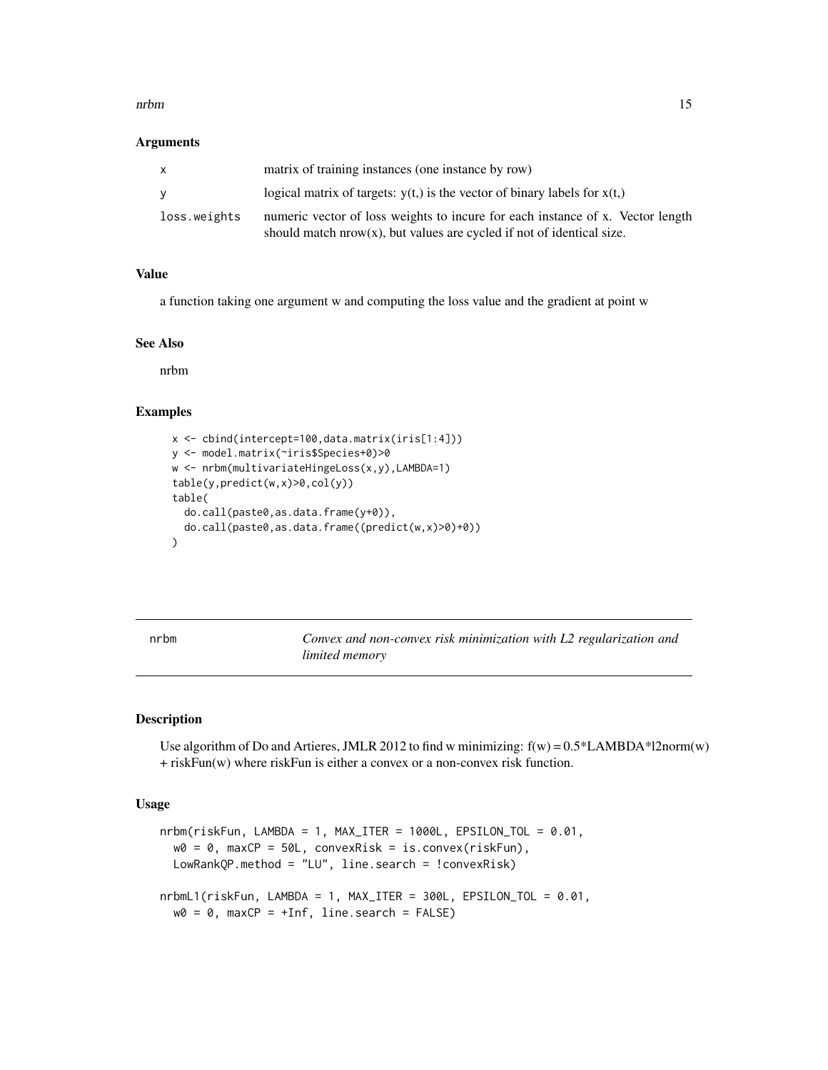### Arguments

| | |
|---|---|
| x | matrix of training instances (one instance by row) |
| y | logical matrix of targets: y(t,) is the vector of binary labels for x(t,) |
| loss.weights | numeric vector of loss weights to incure for each instance of x. Vector length should match nrow(x), but values are cycled if not of identical size. |

### Value

a function taking one argument w and computing the loss value and the gradient at point w

### See Also

nrbm

### Examples

```
x <- cbind(intercept=100,data.matrix(iris[1:4]))
y <- model.matrix(~iris$Species+0)>0
w <- nrbm(multivariateHingeLoss(x,y),LAMBDA=1)
table(y,predict(w,x)>0,col(y))
table(
  do.call(paste0,as.data.frame(y+0)),
  do.call(paste0,as.data.frame((predict(w,x)>0)+0))
)
```

---

## nrbm — *Convex and non-convex risk minimization with L2 regularization and limited memory*

### Description

Use algorithm of Do and Artieres, JMLR 2012 to find w minimizing: f(w) = 0.5*LAMBDA*l2norm(w) + riskFun(w) where riskFun is either a convex or a non-convex risk function.

### Usage

```
nrbm(riskFun, LAMBDA = 1, MAX_ITER = 1000L, EPSILON_TOL = 0.01,
  w0 = 0, maxCP = 50L, convexRisk = is.convex(riskFun),
  LowRankQP.method = "LU", line.search = !convexRisk)

nrbmL1(riskFun, LAMBDA = 1, MAX_ITER = 300L, EPSILON_TOL = 0.01,
  w0 = 0, maxCP = +Inf, line.search = FALSE)
```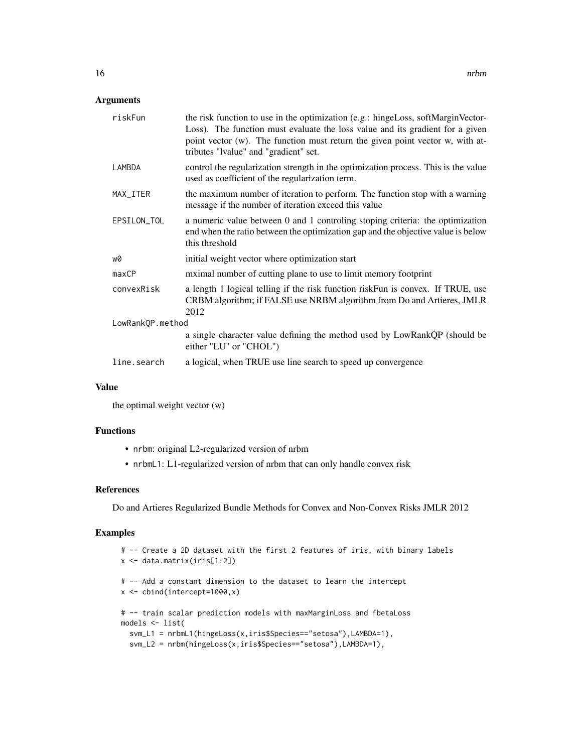## Arguments

| | |
|---|---|
| riskFun | the risk function to use in the optimization (e.g.: hingeLoss, softMarginVectorLoss). The function must evaluate the loss value and its gradient for a given point vector (w). The function must return the given point vector w, with attributes "lvalue" and "gradient" set. |
| LAMBDA | control the regularization strength in the optimization process. This is the value used as coefficient of the regularization term. |
| MAX_ITER | the maximum number of iteration to perform. The function stop with a warning message if the number of iteration exceed this value |
| EPSILON_TOL | a numeric value between 0 and 1 controling stoping criteria: the optimization end when the ratio between the optimization gap and the objective value is below this threshold |
| w0 | initial weight vector where optimization start |
| maxCP | mximal number of cutting plane to use to limit memory footprint |
| convexRisk | a length 1 logical telling if the risk function riskFun is convex. If TRUE, use CRBM algorithm; if FALSE use NRBM algorithm from Do and Artieres, JMLR 2012 |
| LowRankQP.method | a single character value defining the method used by LowRankQP (should be either "LU" or "CHOL") |
| line.search | a logical, when TRUE use line search to speed up convergence |

## Value

the optimal weight vector (w)

## Functions

- nrbm: original L2-regularized version of nrbm
- nrbmL1: L1-regularized version of nrbm that can only handle convex risk

## References

Do and Artieres Regularized Bundle Methods for Convex and Non-Convex Risks JMLR 2012

## Examples

```
# -- Create a 2D dataset with the first 2 features of iris, with binary labels
x <- data.matrix(iris[1:2])

# -- Add a constant dimension to the dataset to learn the intercept
x <- cbind(intercept=1000,x)

# -- train scalar prediction models with maxMarginLoss and fbetaLoss
models <- list(
  svm_L1 = nrbmL1(hingeLoss(x,iris$Species=="setosa"),LAMBDA=1),
  svm_L2 = nrbm(hingeLoss(x,iris$Species=="setosa"),LAMBDA=1),
```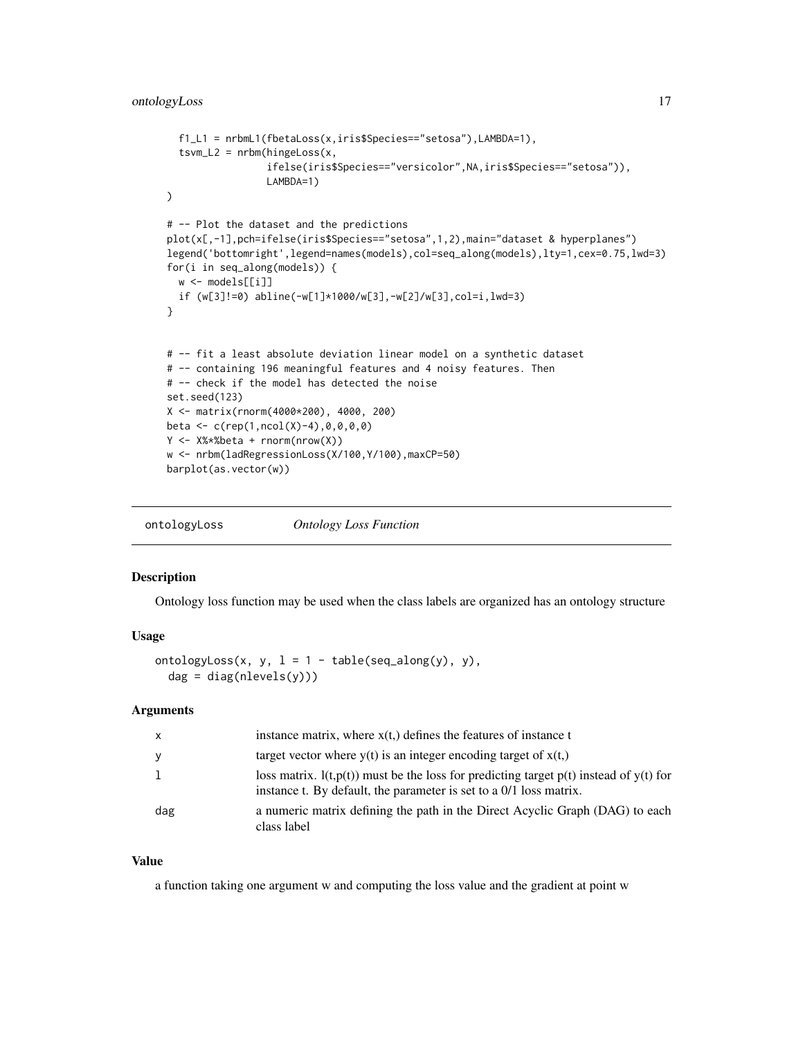```
  f1_L1 = nrbmL1(fbetaLoss(x,iris$Species=="setosa"),LAMBDA=1),
  tsvm_L2 = nrbm(hingeLoss(x,
              ifelse(iris$Species=="versicolor",NA,iris$Species=="setosa")),
              LAMBDA=1)
)

# -- Plot the dataset and the predictions
plot(x[,-1],pch=ifelse(iris$Species=="setosa",1,2),main="dataset & hyperplanes")
legend('bottomright',legend=names(models),col=seq_along(models),lty=1,cex=0.75,lwd=3)
for(i in seq_along(models)) {
  w <- models[[i]]
  if (w[3]!=0) abline(-w[1]*1000/w[3],-w[2]/w[3],col=i,lwd=3)
}


# -- fit a least absolute deviation linear model on a synthetic dataset
# -- containing 196 meaningful features and 4 noisy features. Then
# -- check if the model has detected the noise
set.seed(123)
X <- matrix(rnorm(4000*200), 4000, 200)
beta <- c(rep(1,ncol(X)-4),0,0,0,0)
Y <- X%*%beta + rnorm(nrow(X))
w <- nrbm(ladRegressionLoss(X/100,Y/100),maxCP=50)
barplot(as.vector(w))
```

---

## ontologyLoss *Ontology Loss Function*

### Description

Ontology loss function may be used when the class labels are organized has an ontology structure

### Usage

```
ontologyLoss(x, y, l = 1 - table(seq_along(y), y),
  dag = diag(nlevels(y)))
```

### Arguments

| | |
|---|---|
| x | instance matrix, where x(t,) defines the features of instance t |
| y | target vector where y(t) is an integer encoding target of x(t,) |
| l | loss matrix. l(t,p(t)) must be the loss for predicting target p(t) instead of y(t) for instance t. By default, the parameter is set to a 0/1 loss matrix. |
| dag | a numeric matrix defining the path in the Direct Acyclic Graph (DAG) to each class label |

### Value

a function taking one argument w and computing the loss value and the gradient at point w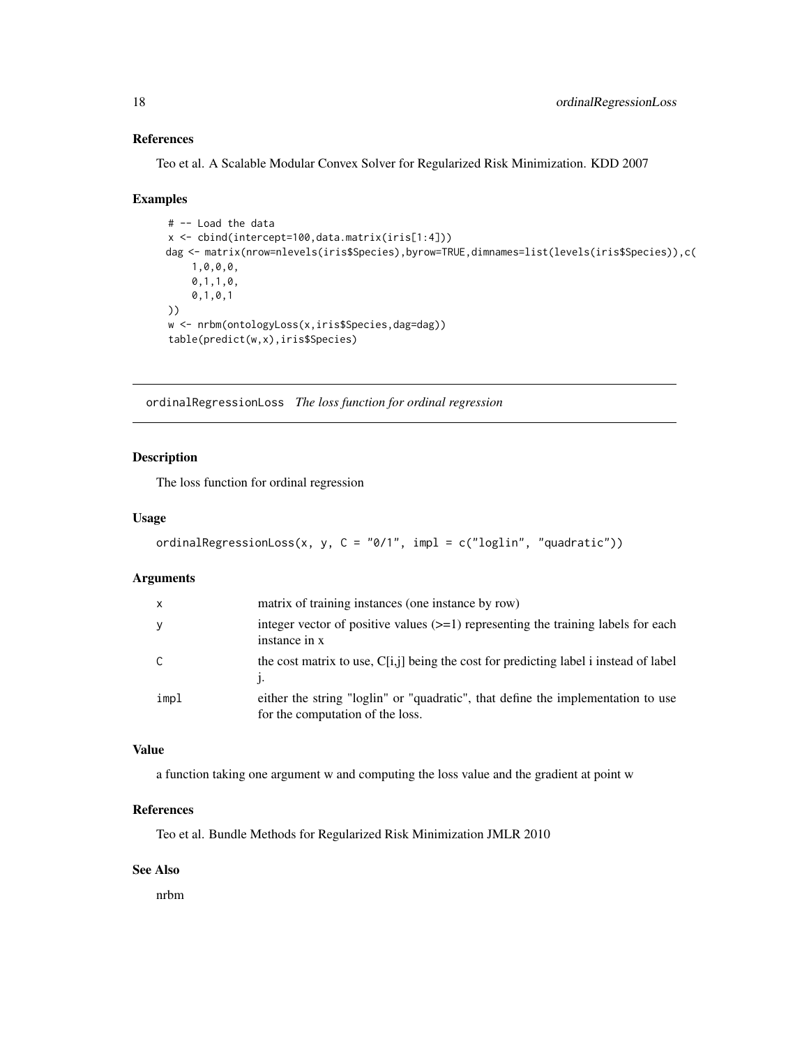### References

Teo et al. A Scalable Modular Convex Solver for Regularized Risk Minimization. KDD 2007

### Examples

```
# -- Load the data
x <- cbind(intercept=100,data.matrix(iris[1:4]))
dag <- matrix(nrow=nlevels(iris$Species),byrow=TRUE,dimnames=list(levels(iris$Species)),c(
    1,0,0,0,
    0,1,1,0,
    0,1,0,1
))
w <- nrbm(ontologyLoss(x,iris$Species,dag=dag))
table(predict(w,x),iris$Species)
```

---

## ordinalRegressionLoss *The loss function for ordinal regression*

### Description

The loss function for ordinal regression

### Usage

```
ordinalRegressionLoss(x, y, C = "0/1", impl = c("loglin", "quadratic"))
```

### Arguments

| | |
|---|---|
| x | matrix of training instances (one instance by row) |
| y | integer vector of positive values (>=1) representing the training labels for each instance in x |
| C | the cost matrix to use, C[i,j] being the cost for predicting label i instead of label j. |
| impl | either the string "loglin" or "quadratic", that define the implementation to use for the computation of the loss. |

### Value

a function taking one argument w and computing the loss value and the gradient at point w

### References

Teo et al. Bundle Methods for Regularized Risk Minimization JMLR 2010

### See Also

nrbm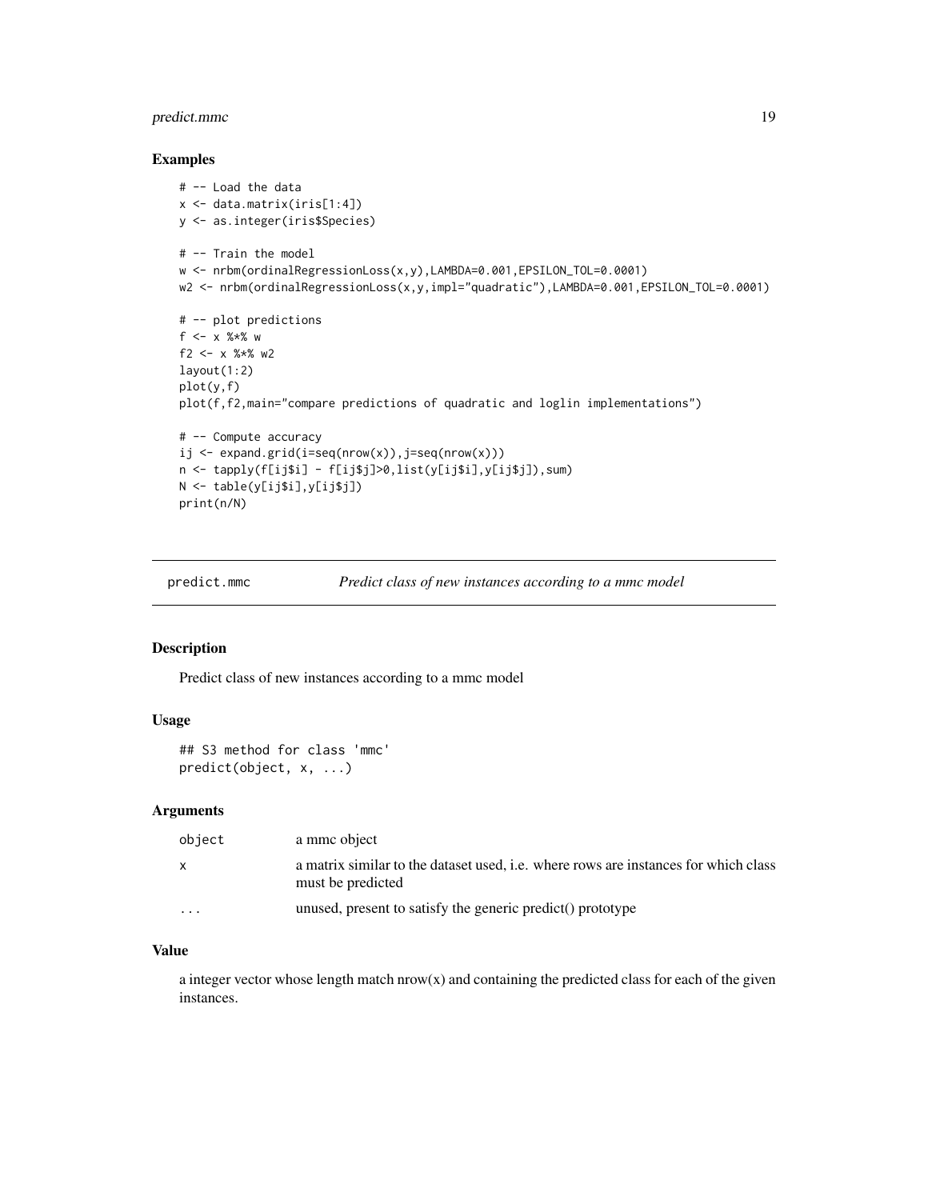## Examples

```
# -- Load the data
x <- data.matrix(iris[1:4])
y <- as.integer(iris$Species)

# -- Train the model
w <- nrbm(ordinalRegressionLoss(x,y),LAMBDA=0.001,EPSILON_TOL=0.0001)
w2 <- nrbm(ordinalRegressionLoss(x,y,impl="quadratic"),LAMBDA=0.001,EPSILON_TOL=0.0001)

# -- plot predictions
f <- x %*% w
f2 <- x %*% w2
layout(1:2)
plot(y,f)
plot(f,f2,main="compare predictions of quadratic and loglin implementations")

# -- Compute accuracy
ij <- expand.grid(i=seq(nrow(x)),j=seq(nrow(x)))
n <- tapply(f[ij$i] - f[ij$j]>0,list(y[ij$i],y[ij$j]),sum)
N <- table(y[ij$i],y[ij$j])
print(n/N)
```

---

# predict.mmc — *Predict class of new instances according to a mmc model*

## Description

Predict class of new instances according to a mmc model

## Usage

```
## S3 method for class 'mmc'
predict(object, x, ...)
```

## Arguments

| | |
|---|---|
| object | a mmc object |
| x | a matrix similar to the dataset used, i.e. where rows are instances for which class must be predicted |
| ... | unused, present to satisfy the generic predict() prototype |

## Value

a integer vector whose length match nrow(x) and containing the predicted class for each of the given instances.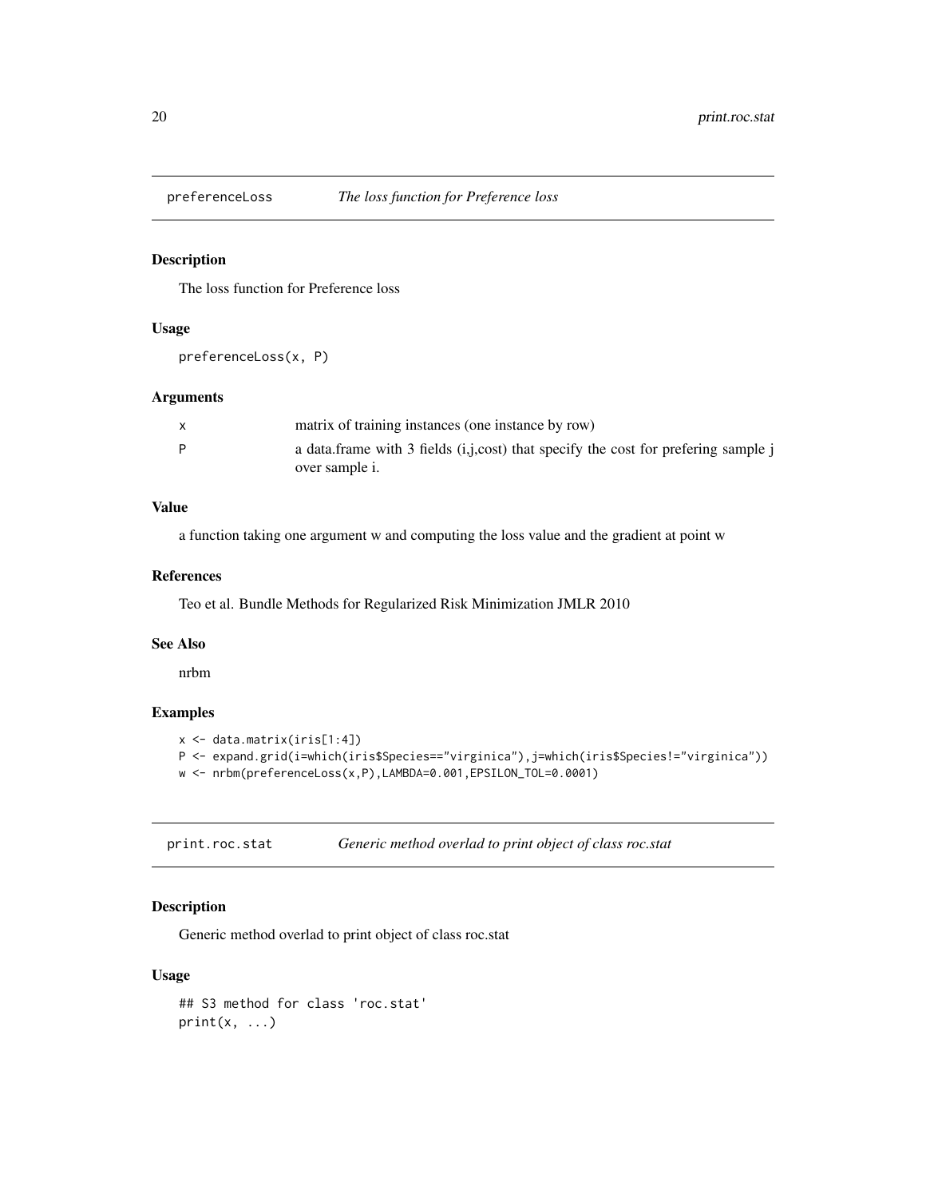## preferenceLoss — *The loss function for Preference loss*

### Description

The loss function for Preference loss

### Usage

```
preferenceLoss(x, P)
```

### Arguments

| | |
|---|---|
| x | matrix of training instances (one instance by row) |
| P | a data.frame with 3 fields (i,j,cost) that specify the cost for prefering sample j over sample i. |

### Value

a function taking one argument w and computing the loss value and the gradient at point w

### References

Teo et al. Bundle Methods for Regularized Risk Minimization JMLR 2010

### See Also

nrbm

### Examples

```
x <- data.matrix(iris[1:4])
P <- expand.grid(i=which(iris$Species=="virginica"),j=which(iris$Species!="virginica"))
w <- nrbm(preferenceLoss(x,P),LAMBDA=0.001,EPSILON_TOL=0.0001)
```

## print.roc.stat — *Generic method overlad to print object of class roc.stat*

### Description

Generic method overlad to print object of class roc.stat

### Usage

```
## S3 method for class 'roc.stat'
print(x, ...)
```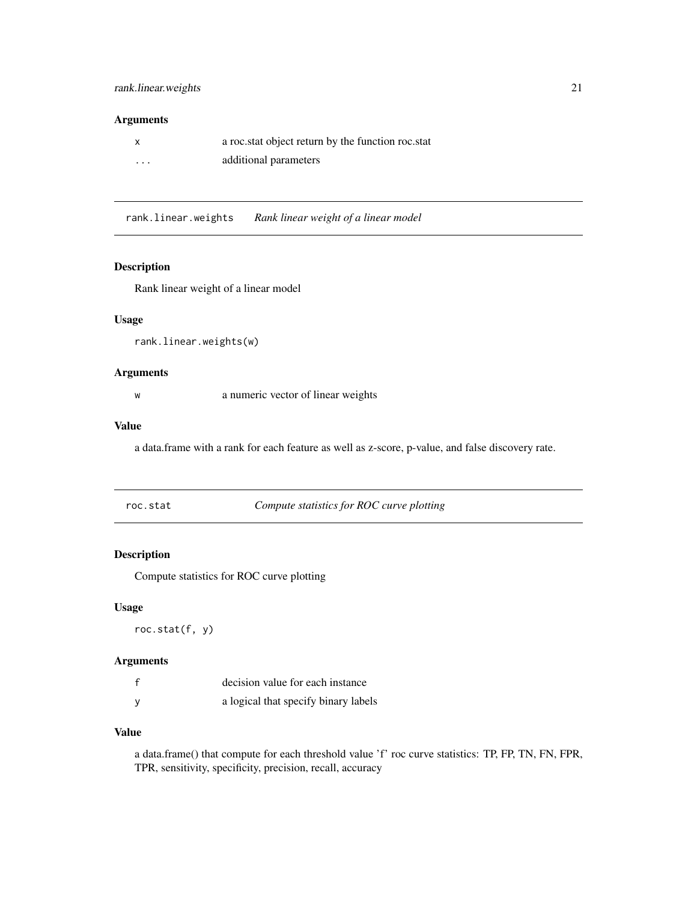### Arguments

| | |
|---|---|
| x | a roc.stat object return by the function roc.stat |
| ... | additional parameters |

---

## rank.linear.weights *Rank linear weight of a linear model*

### Description

Rank linear weight of a linear model

### Usage

```
rank.linear.weights(w)
```

### Arguments

| | |
|---|---|
| w | a numeric vector of linear weights |

### Value

a data.frame with a rank for each feature as well as z-score, p-value, and false discovery rate.

---

## roc.stat *Compute statistics for ROC curve plotting*

### Description

Compute statistics for ROC curve plotting

### Usage

```
roc.stat(f, y)
```

### Arguments

| | |
|---|---|
| f | decision value for each instance |
| y | a logical that specify binary labels |

### Value

a data.frame() that compute for each threshold value 'f' roc curve statistics: TP, FP, TN, FN, FPR, TPR, sensitivity, specificity, precision, recall, accuracy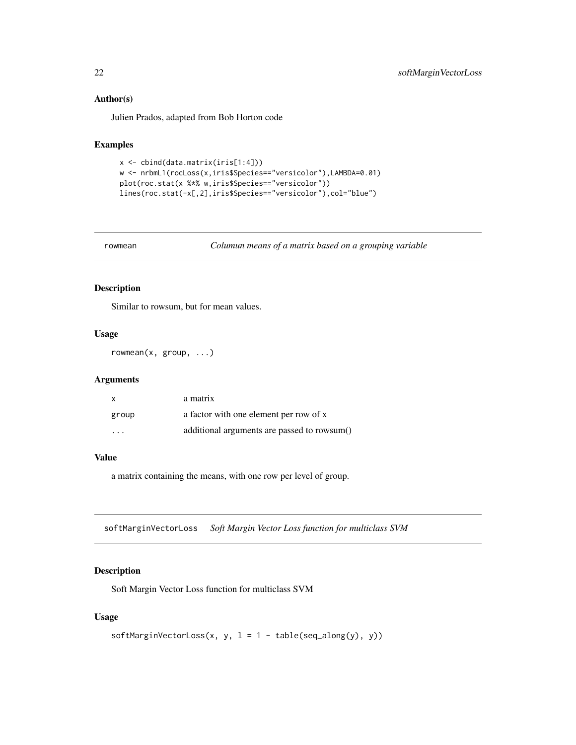### Author(s)

Julien Prados, adapted from Bob Horton code

### Examples

```
x <- cbind(data.matrix(iris[1:4]))
w <- nrbmL1(rocLoss(x,iris$Species=="versicolor"),LAMBDA=0.01)
plot(roc.stat(x %*% w,iris$Species=="versicolor"))
lines(roc.stat(-x[,2],iris$Species=="versicolor"),col="blue")
```

---

## rowmean — *Columun means of a matrix based on a grouping variable*

### Description

Similar to rowsum, but for mean values.

### Usage

```
rowmean(x, group, ...)
```

### Arguments

| | |
|---|---|
| x | a matrix |
| group | a factor with one element per row of x |
| ... | additional arguments are passed to rowsum() |

### Value

a matrix containing the means, with one row per level of group.

---

## softMarginVectorLoss — *Soft Margin Vector Loss function for multiclass SVM*

### Description

Soft Margin Vector Loss function for multiclass SVM

### Usage

```
softMarginVectorLoss(x, y, l = 1 - table(seq_along(y), y))
```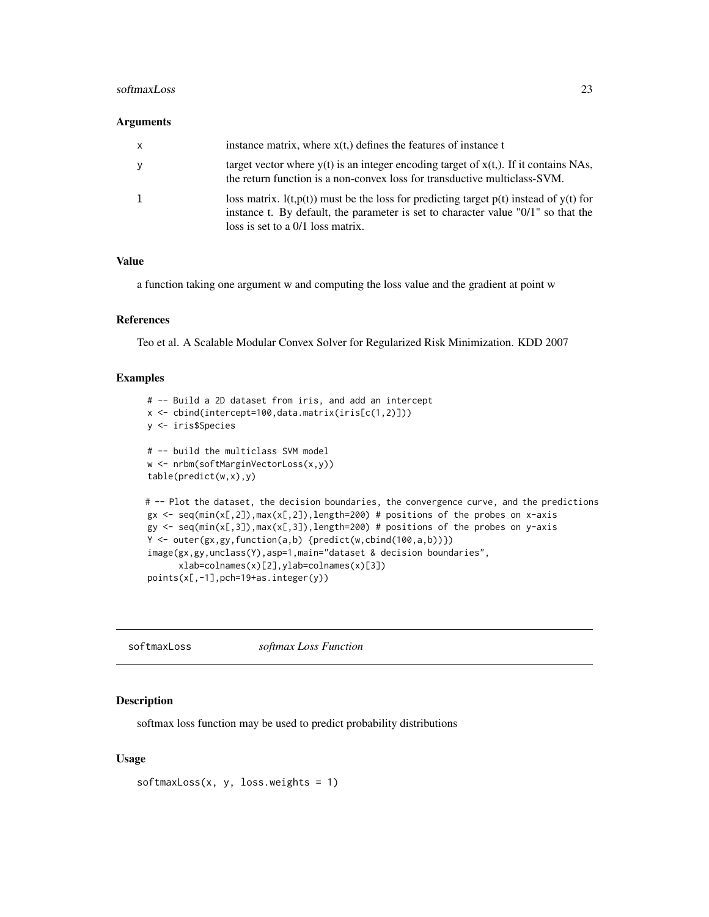### Arguments

| | |
|---|---|
| x | instance matrix, where x(t,) defines the features of instance t |
| y | target vector where y(t) is an integer encoding target of x(t,). If it contains NAs, the return function is a non-convex loss for transductive multiclass-SVM. |
| l | loss matrix. l(t,p(t)) must be the loss for predicting target p(t) instead of y(t) for instance t. By default, the parameter is set to character value "0/1" so that the loss is set to a 0/1 loss matrix. |

### Value

a function taking one argument w and computing the loss value and the gradient at point w

### References

Teo et al. A Scalable Modular Convex Solver for Regularized Risk Minimization. KDD 2007

### Examples

```
# -- Build a 2D dataset from iris, and add an intercept
x <- cbind(intercept=100,data.matrix(iris[c(1,2)]))
y <- iris$Species

# -- build the multiclass SVM model
w <- nrbm(softMarginVectorLoss(x,y))
table(predict(w,x),y)

# -- Plot the dataset, the decision boundaries, the convergence curve, and the predictions
gx <- seq(min(x[,2]),max(x[,2]),length=200) # positions of the probes on x-axis
gy <- seq(min(x[,3]),max(x[,3]),length=200) # positions of the probes on y-axis
Y <- outer(gx,gy,function(a,b) {predict(w,cbind(100,a,b))})
image(gx,gy,unclass(Y),asp=1,main="dataset & decision boundaries",
      xlab=colnames(x)[2],ylab=colnames(x)[3])
points(x[,-1],pch=19+as.integer(y))
```

---

## softmaxLoss *softmax Loss Function*

### Description

softmax loss function may be used to predict probability distributions

### Usage

```
softmaxLoss(x, y, loss.weights = 1)
```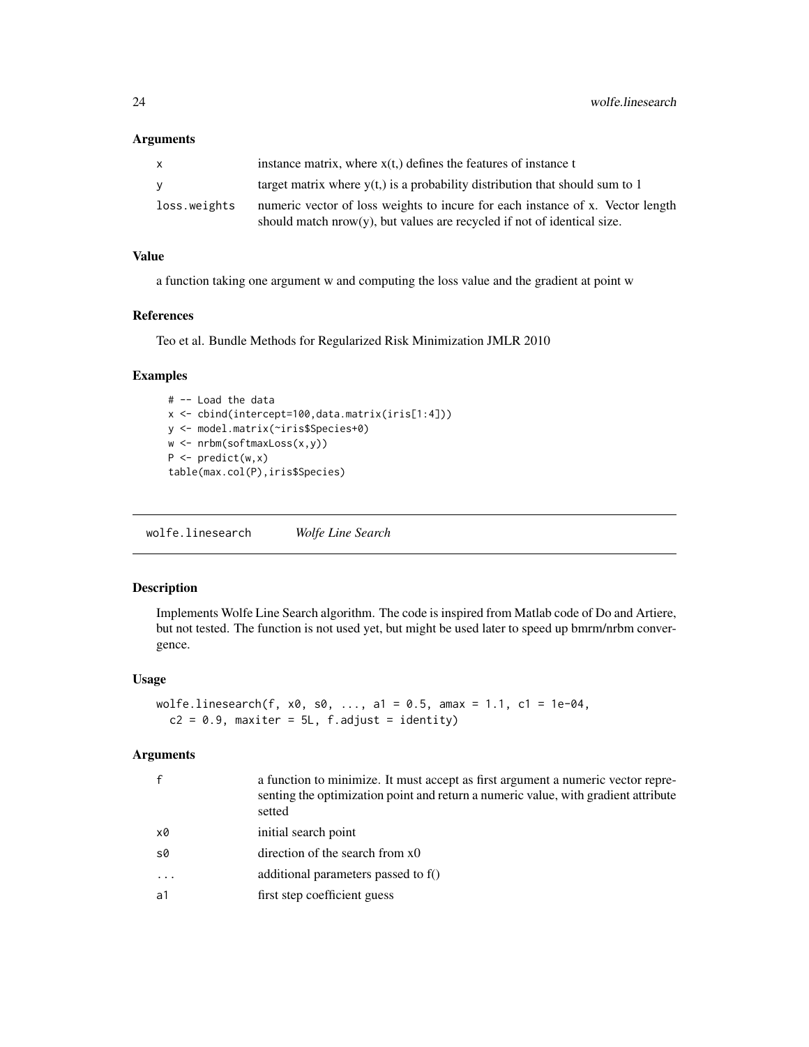### Arguments

| | |
|---|---|
| x | instance matrix, where x(t,) defines the features of instance t |
| y | target matrix where y(t,) is a probability distribution that should sum to 1 |
| loss.weights | numeric vector of loss weights to incure for each instance of x. Vector length should match nrow(y), but values are recycled if not of identical size. |

### Value

a function taking one argument w and computing the loss value and the gradient at point w

### References

Teo et al. Bundle Methods for Regularized Risk Minimization JMLR 2010

### Examples

```
# -- Load the data
x <- cbind(intercept=100,data.matrix(iris[1:4]))
y <- model.matrix(~iris$Species+0)
w <- nrbm(softmaxLoss(x,y))
P <- predict(w,x)
table(max.col(P),iris$Species)
```

---

## wolfe.linesearch *Wolfe Line Search*

### Description

Implements Wolfe Line Search algorithm. The code is inspired from Matlab code of Do and Artiere, but not tested. The function is not used yet, but might be used later to speed up bmrm/nrbm convergence.

### Usage

```
wolfe.linesearch(f, x0, s0, ..., a1 = 0.5, amax = 1.1, c1 = 1e-04,
  c2 = 0.9, maxiter = 5L, f.adjust = identity)
```

### Arguments

| | |
|---|---|
| f | a function to minimize. It must accept as first argument a numeric vector representing the optimization point and return a numeric value, with gradient attribute setted |
| x0 | initial search point |
| s0 | direction of the search from x0 |
| ... | additional parameters passed to f() |
| a1 | first step coefficient guess |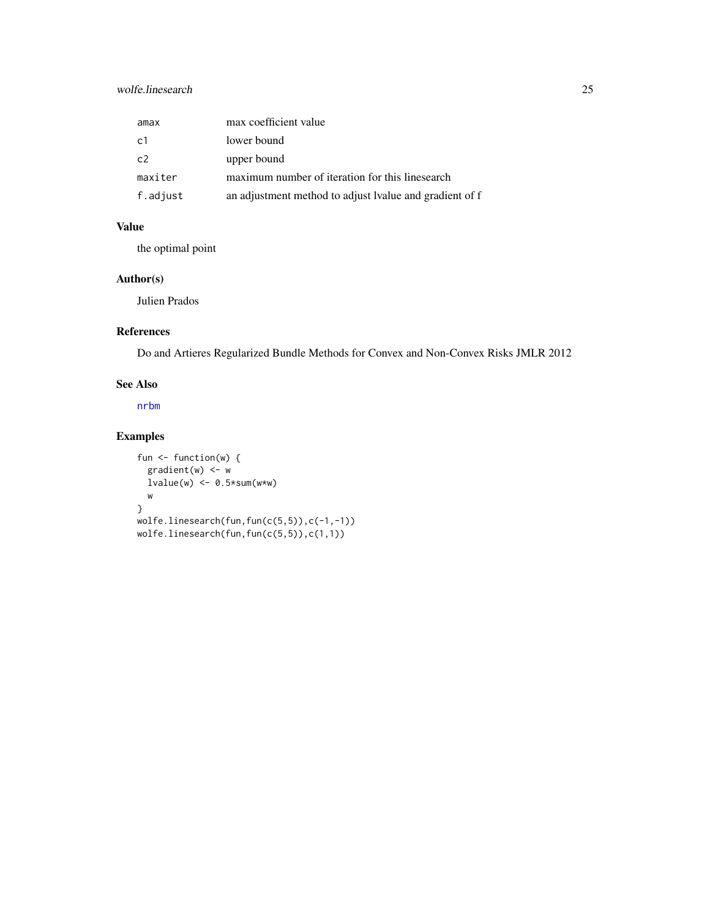| | |
|---|---|
| amax | max coefficient value |
| c1 | lower bound |
| c2 | upper bound |
| maxiter | maximum number of iteration for this linesearch |
| f.adjust | an adjustment method to adjust lvalue and gradient of f |

## Value

the optimal point

## Author(s)

Julien Prados

## References

Do and Artieres Regularized Bundle Methods for Convex and Non-Convex Risks JMLR 2012

## See Also

nrbm

## Examples

```
fun <- function(w) {
  gradient(w) <- w
  lvalue(w) <- 0.5*sum(w*w)
  w
}
wolfe.linesearch(fun,fun(c(5,5)),c(-1,-1))
wolfe.linesearch(fun,fun(c(5,5)),c(1,1))
```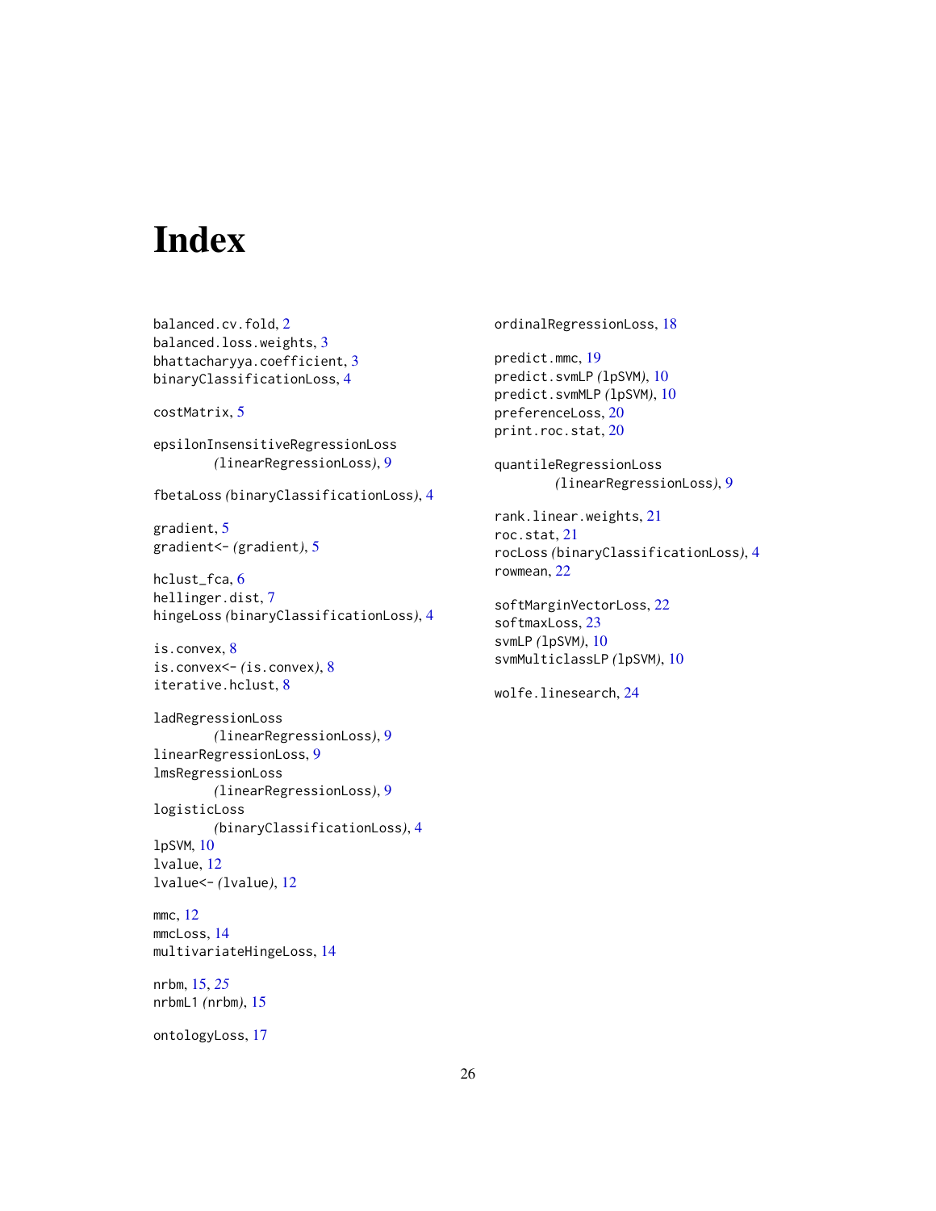# Index

balanced.cv.fold, 2
balanced.loss.weights, 3
bhattacharyya.coefficient, 3
binaryClassificationLoss, 4

costMatrix, 5

epsilonInsensitiveRegressionLoss (linearRegressionLoss), 9

fbetaLoss (binaryClassificationLoss), 4

gradient, 5
gradient<- (gradient), 5

hclust_fca, 6
hellinger.dist, 7
hingeLoss (binaryClassificationLoss), 4

is.convex, 8
is.convex<- (is.convex), 8
iterative.hclust, 8

ladRegressionLoss (linearRegressionLoss), 9
linearRegressionLoss, 9
lmsRegressionLoss (linearRegressionLoss), 9
logisticLoss (binaryClassificationLoss), 4
lpSVM, 10
lvalue, 12
lvalue<- (lvalue), 12

mmc, 12
mmcLoss, 14
multivariateHingeLoss, 14

nrbm, 15, *25*
nrbmL1 (nrbm), 15

ontologyLoss, 17
ordinalRegressionLoss, 18

predict.mmc, 19
predict.svmLP (lpSVM), 10
predict.svmMLP (lpSVM), 10
preferenceLoss, 20
print.roc.stat, 20

quantileRegressionLoss (linearRegressionLoss), 9

rank.linear.weights, 21
roc.stat, 21
rocLoss (binaryClassificationLoss), 4
rowmean, 22

softMarginVectorLoss, 22
softmaxLoss, 23
svmLP (lpSVM), 10
svmMulticlassLP (lpSVM), 10

wolfe.linesearch, 24